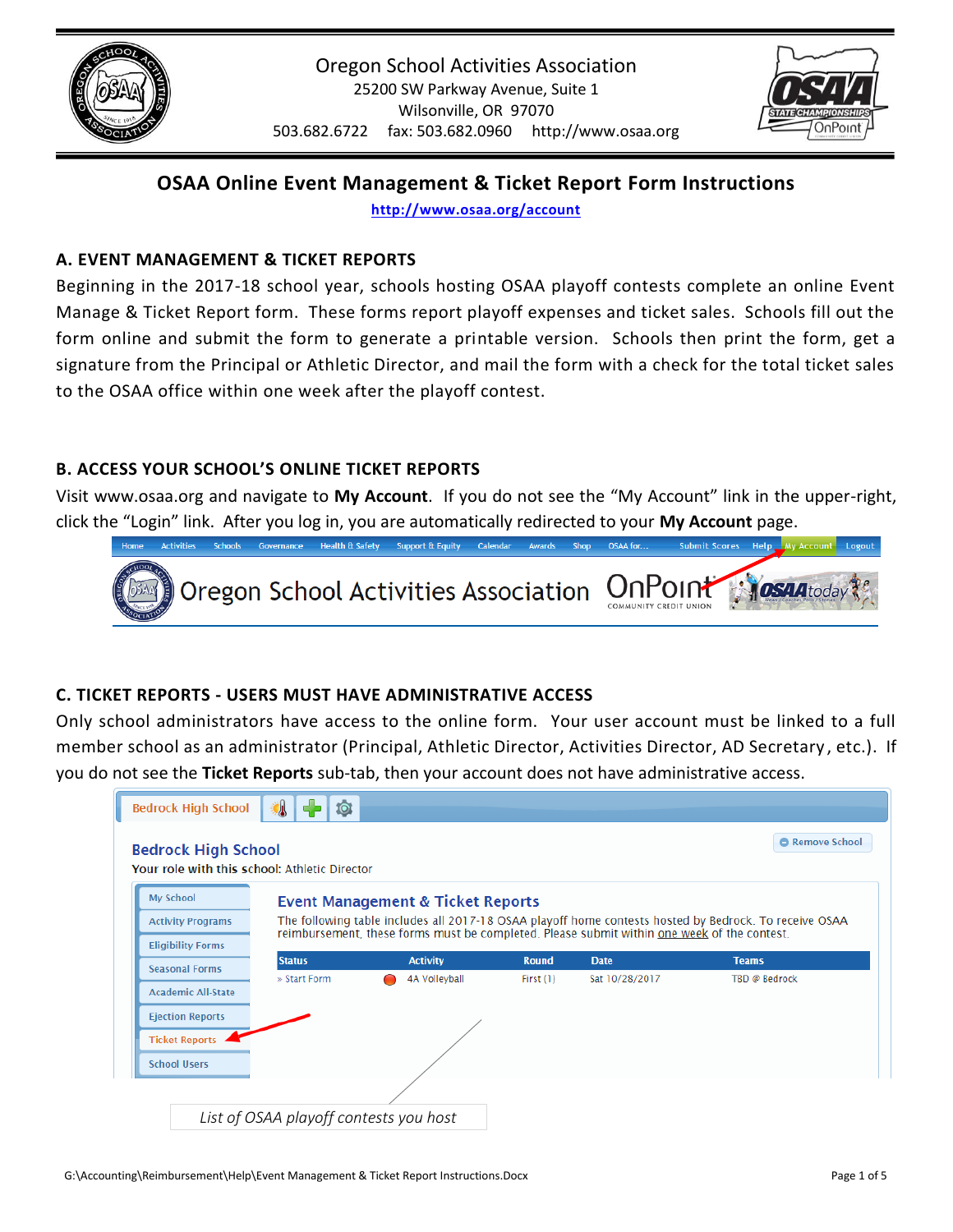Oregon School Activities Association
25200 SW Parkway Avenue, Suite 1
Wilsonville, OR 97070
503.682.6722 fax: 503.682.0960 http://www.osaa.org

# OSAA Online Event Management & Ticket Report Form Instructions

http://www.osaa.org/account

## A. EVENT MANAGEMENT & TICKET REPORTS

Beginning in the 2017-18 school year, schools hosting OSAA playoff contests complete an online Event Manage & Ticket Report form. These forms report playoff expenses and ticket sales. Schools fill out the form online and submit the form to generate a printable version. Schools then print the form, get a signature from the Principal or Athletic Director, and mail the form with a check for the total ticket sales to the OSAA office within one week after the playoff contest.

## B. ACCESS YOUR SCHOOL'S ONLINE TICKET REPORTS

Visit www.osaa.org and navigate to **My Account**. If you do not see the "My Account" link in the upper-right, click the "Login" link. After you log in, you are automatically redirected to your **My Account** page.

## C. TICKET REPORTS - USERS MUST HAVE ADMINISTRATIVE ACCESS

Only school administrators have access to the online form. Your user account must be linked to a full member school as an administrator (Principal, Athletic Director, Activities Director, AD Secretary, etc.). If you do not see the **Ticket Reports** sub-tab, then your account does not have administrative access.

*List of OSAA playoff contests you host*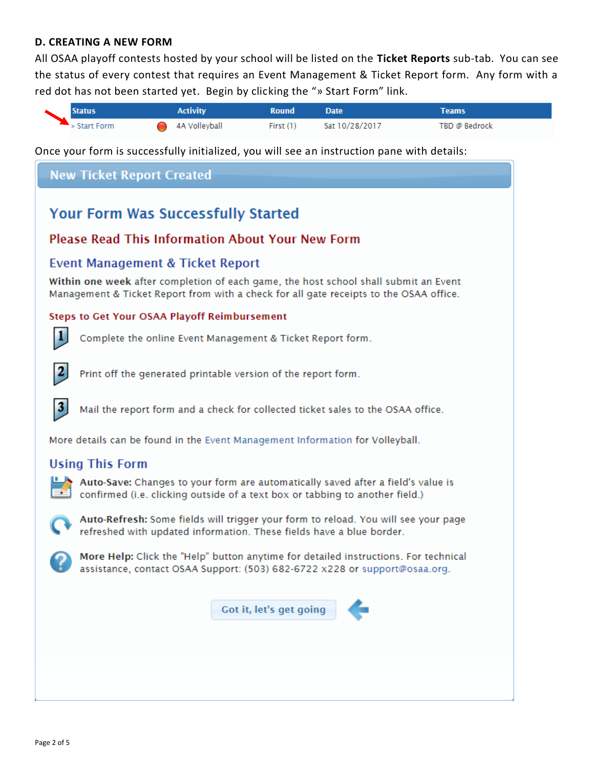## D. CREATING A NEW FORM

All OSAA playoff contests hosted by your school will be listed on the **Ticket Reports** sub-tab. You can see the status of every contest that requires an Event Management & Ticket Report form. Any form with a red dot has not been started yet. Begin by clicking the "» Start Form" link.

| Status | Activity | Round | Date | Teams |
|---|---|---|---|---|
| » Start Form | 4A Volleyball | First (1) | Sat 10/28/2017 | TBD @ Bedrock |

Once your form is successfully initialized, you will see an instruction pane with details:

### New Ticket Report Created

## Your Form Was Successfully Started

### Please Read This Information About Your New Form

### Event Management & Ticket Report

**Within one week** after completion of each game, the host school shall submit an Event Management & Ticket Report from with a check for all gate receipts to the OSAA office.

**Steps to Get Your OSAA Playoff Reimbursement**

1. Complete the online Event Management & Ticket Report form.
2. Print off the generated printable version of the report form.
3. Mail the report form and a check for collected ticket sales to the OSAA office.

More details can be found in the Event Management Information for Volleyball.

### Using This Form

**Auto-Save:** Changes to your form are automatically saved after a field's value is confirmed (i.e. clicking outside of a text box or tabbing to another field.)

**Auto-Refresh:** Some fields will trigger your form to reload. You will see your page refreshed with updated information. These fields have a blue border.

**More Help:** Click the "Help" button anytime for detailed instructions. For technical assistance, contact OSAA Support: (503) 682-6722 x228 or support@osaa.org.

Got it, let's get going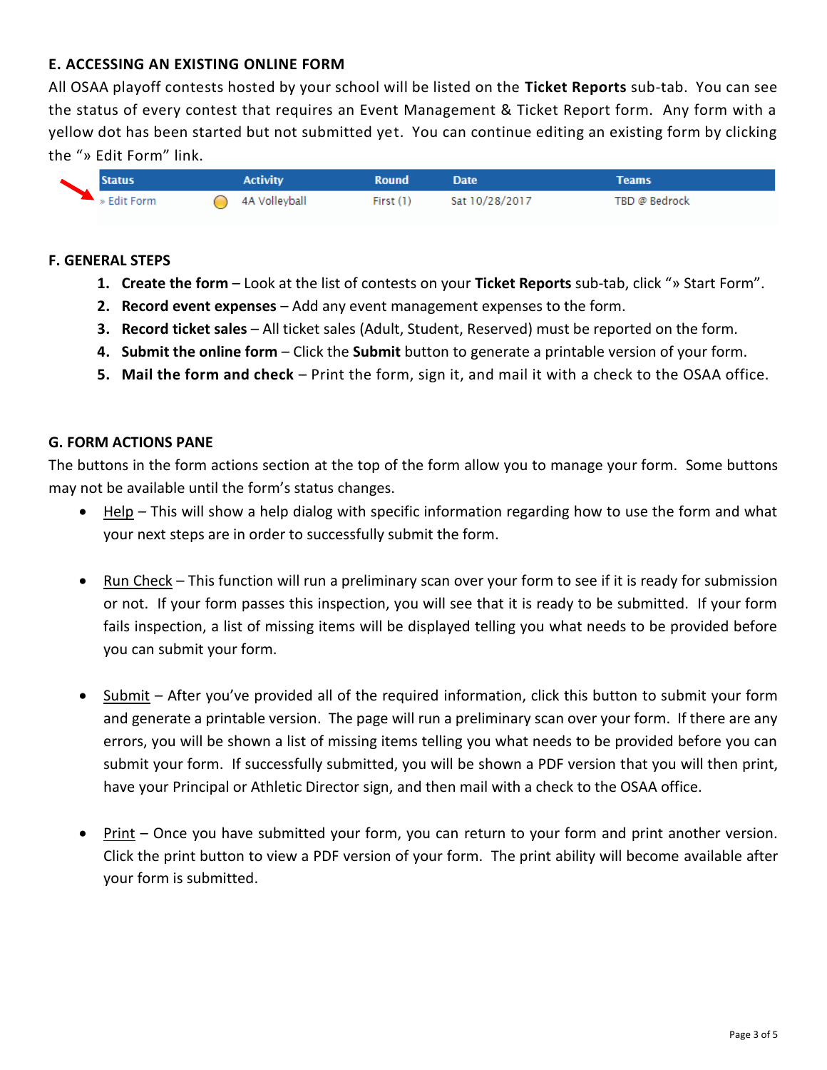### E. ACCESSING AN EXISTING ONLINE FORM

All OSAA playoff contests hosted by your school will be listed on the **Ticket Reports** sub-tab. You can see the status of every contest that requires an Event Management & Ticket Report form. Any form with a yellow dot has been started but not submitted yet. You can continue editing an existing form by clicking the "» Edit Form" link.

| Status | | Activity | Round | Date | Teams |
|---|---|---|---|---|---|
| » Edit Form | ● | 4A Volleyball | First (1) | Sat 10/28/2017 | TBD @ Bedrock |

### F. GENERAL STEPS

1. **Create the form** – Look at the list of contests on your **Ticket Reports** sub-tab, click "» Start Form".
2. **Record event expenses** – Add any event management expenses to the form.
3. **Record ticket sales** – All ticket sales (Adult, Student, Reserved) must be reported on the form.
4. **Submit the online form** – Click the **Submit** button to generate a printable version of your form.
5. **Mail the form and check** – Print the form, sign it, and mail it with a check to the OSAA office.

### G. FORM ACTIONS PANE

The buttons in the form actions section at the top of the form allow you to manage your form. Some buttons may not be available until the form's status changes.

- Help – This will show a help dialog with specific information regarding how to use the form and what your next steps are in order to successfully submit the form.

- Run Check – This function will run a preliminary scan over your form to see if it is ready for submission or not. If your form passes this inspection, you will see that it is ready to be submitted. If your form fails inspection, a list of missing items will be displayed telling you what needs to be provided before you can submit your form.

- Submit – After you've provided all of the required information, click this button to submit your form and generate a printable version. The page will run a preliminary scan over your form. If there are any errors, you will be shown a list of missing items telling you what needs to be provided before you can submit your form. If successfully submitted, you will be shown a PDF version that you will then print, have your Principal or Athletic Director sign, and then mail with a check to the OSAA office.

- Print – Once you have submitted your form, you can return to your form and print another version. Click the print button to view a PDF version of your form. The print ability will become available after your form is submitted.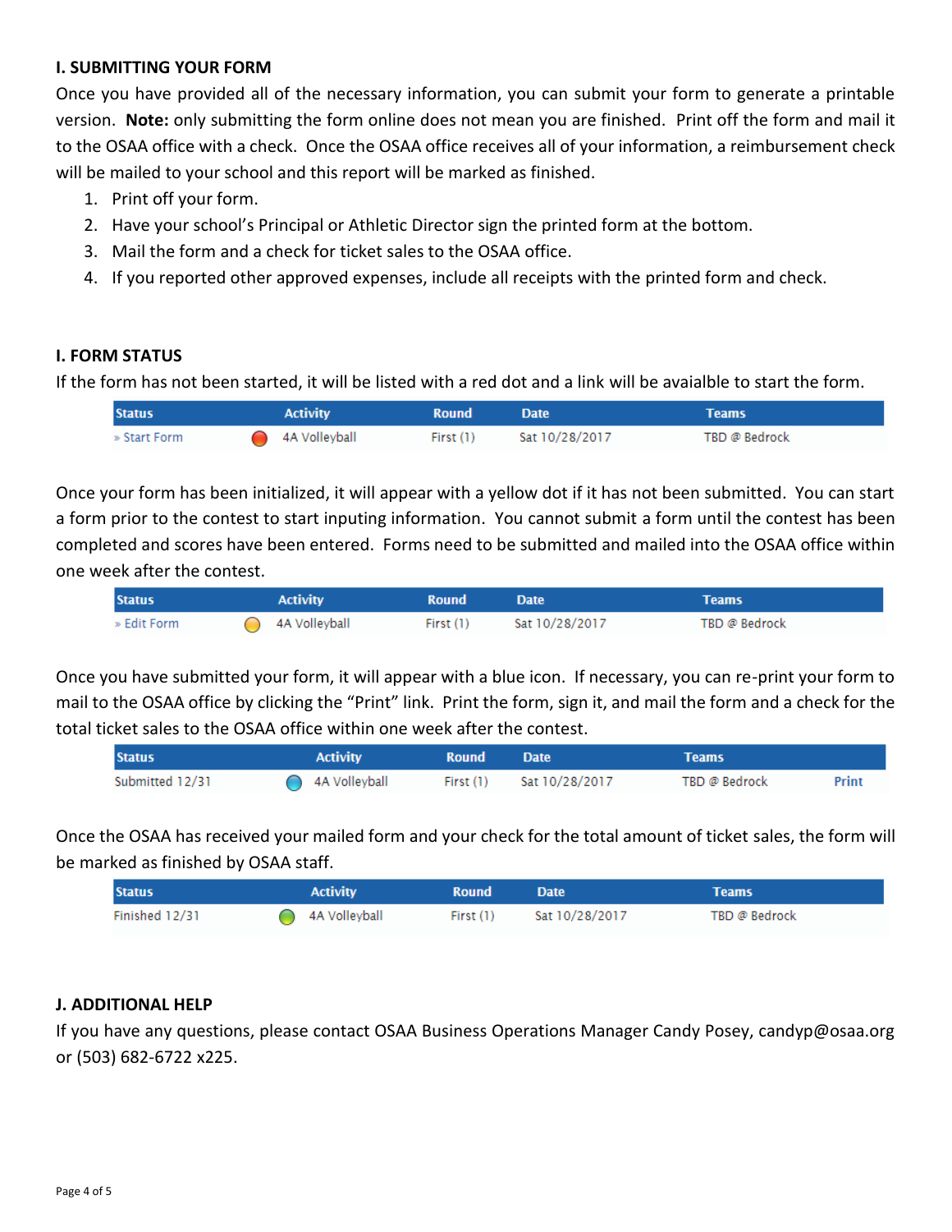### I. SUBMITTING YOUR FORM

Once you have provided all of the necessary information, you can submit your form to generate a printable version. **Note:** only submitting the form online does not mean you are finished. Print off the form and mail it to the OSAA office with a check. Once the OSAA office receives all of your information, a reimbursement check will be mailed to your school and this report will be marked as finished.

1. Print off your form.
2. Have your school's Principal or Athletic Director sign the printed form at the bottom.
3. Mail the form and a check for ticket sales to the OSAA office.
4. If you reported other approved expenses, include all receipts with the printed form and check.

### I. FORM STATUS

If the form has not been started, it will be listed with a red dot and a link will be avaialble to start the form.

| Status | Activity | Round | Date | Teams |
|---|---|---|---|---|
| » Start Form | 4A Volleyball | First (1) | Sat 10/28/2017 | TBD @ Bedrock |

Once your form has been initialized, it will appear with a yellow dot if it has not been submitted. You can start a form prior to the contest to start inputing information. You cannot submit a form until the contest has been completed and scores have been entered. Forms need to be submitted and mailed into the OSAA office within one week after the contest.

| Status | Activity | Round | Date | Teams |
|---|---|---|---|---|
| » Edit Form | 4A Volleyball | First (1) | Sat 10/28/2017 | TBD @ Bedrock |

Once you have submitted your form, it will appear with a blue icon. If necessary, you can re-print your form to mail to the OSAA office by clicking the "Print" link. Print the form, sign it, and mail the form and a check for the total ticket sales to the OSAA office within one week after the contest.

| Status | Activity | Round | Date | Teams | |
|---|---|---|---|---|---|
| Submitted 12/31 | 4A Volleyball | First (1) | Sat 10/28/2017 | TBD @ Bedrock | Print |

Once the OSAA has received your mailed form and your check for the total amount of ticket sales, the form will be marked as finished by OSAA staff.

| Status | Activity | Round | Date | Teams |
|---|---|---|---|---|
| Finished 12/31 | 4A Volleyball | First (1) | Sat 10/28/2017 | TBD @ Bedrock |

### J. ADDITIONAL HELP

If you have any questions, please contact OSAA Business Operations Manager Candy Posey, candyp@osaa.org or (503) 682-6722 x225.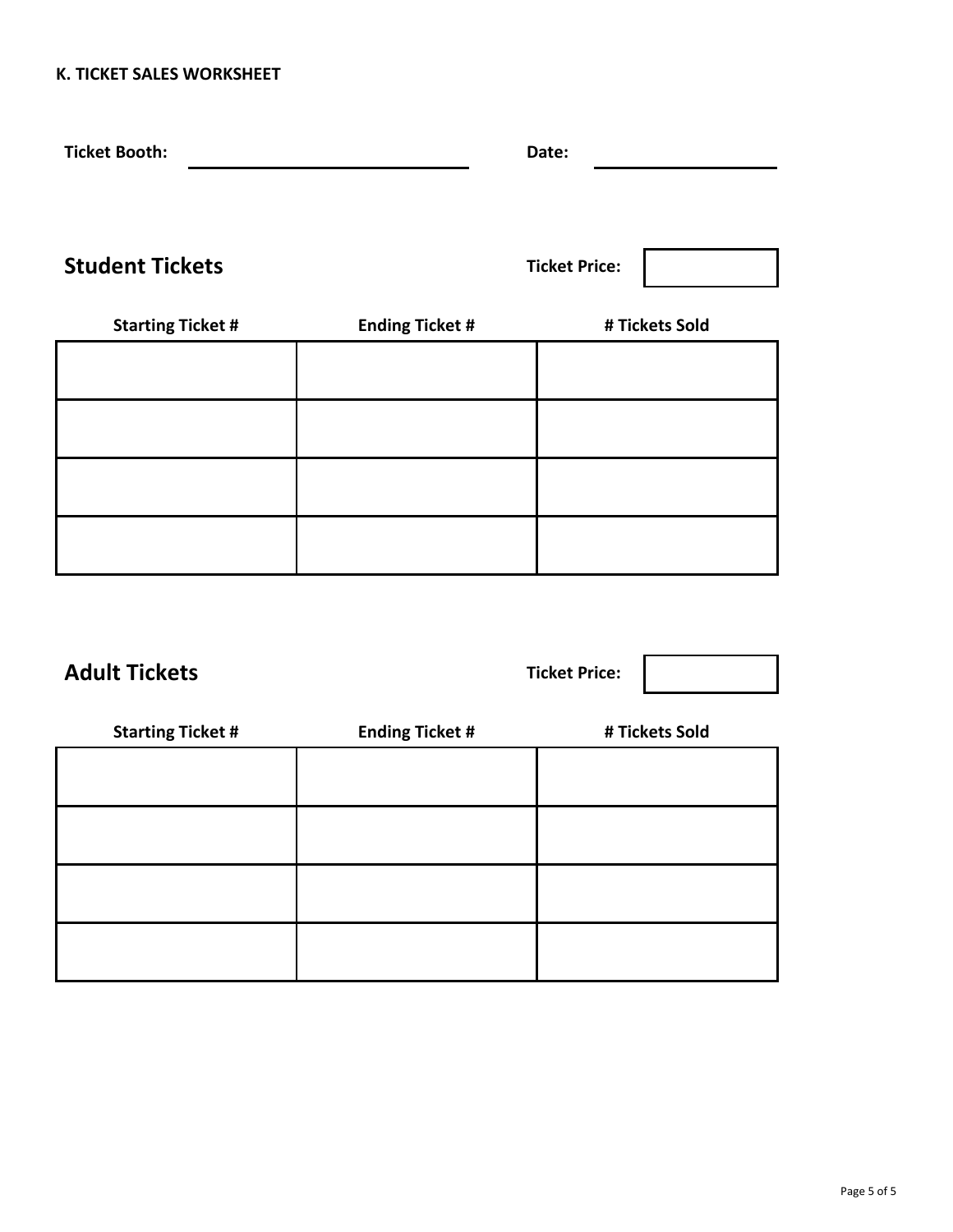**K. TICKET SALES WORKSHEET**

**Ticket Booth:** ______________________ **Date:** ______________

## Student Tickets

**Ticket Price:** ________

| Starting Ticket # | Ending Ticket # | # Tickets Sold |
|---|---|---|
| | | |
| | | |
| | | |
| | | |

## Adult Tickets

**Ticket Price:** ________

| Starting Ticket # | Ending Ticket # | # Tickets Sold |
|---|---|---|
| | | |
| | | |
| | | |
| | | |